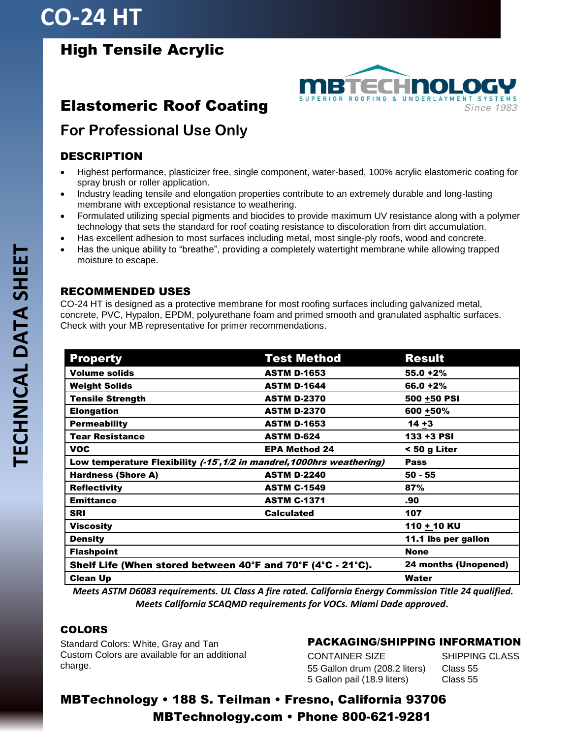# CO-24 HT

## High Tensile Acrylic

MBTECHNOLOGY
SUPERIOR ROOFING & UNDERLAYMENT SYSTEMS
Since 1983

## Elastomeric Roof Coating

### For Professional Use Only

TECHNICAL DATA SHEET

### DESCRIPTION

- Highest performance, plasticizer free, single component, water-based, 100% acrylic elastomeric coating for spray brush or roller application.
- Industry leading tensile and elongation properties contribute to an extremely durable and long-lasting membrane with exceptional resistance to weathering.
- Formulated utilizing special pigments and biocides to provide maximum UV resistance along with a polymer technology that sets the standard for roof coating resistance to discoloration from dirt accumulation.
- Has excellent adhesion to most surfaces including metal, most single-ply roofs, wood and concrete.
- Has the unique ability to "breathe", providing a completely watertight membrane while allowing trapped moisture to escape.

### RECOMMENDED USES

CO-24 HT is designed as a protective membrane for most roofing surfaces including galvanized metal, concrete, PVC, Hypalon, EPDM, polyurethane foam and primed smooth and granulated asphaltic surfaces. Check with your MB representative for primer recommendations.

| Property | Test Method | Result |
|---|---|---|
| **Volume solids** | **ASTM D-1653** | **55.0 ±2%** |
| **Weight Solids** | **ASTM D-1644** | **66.0 ±2%** |
| **Tensile Strength** | **ASTM D-2370** | **500 ±50 PSI** |
| **Elongation** | **ASTM D-2370** | **600 ±50%** |
| **Permeability** | **ASTM D-1653** | **14 ±3** |
| **Tear Resistance** | **ASTM D-624** | **133 ±3 PSI** |
| **VOC** | **EPA Method 24** | **< 50 g Liter** |
| **Low temperature Flexibility** ***(-15°,1/2 in mandrel,1000hrs weathering)*** | | **Pass** |
| **Hardness (Shore A)** | **ASTM D-2240** | **50 - 55** |
| **Reflectivity** | **ASTM C-1549** | **87%** |
| **Emittance** | **ASTM C-1371** | **.90** |
| **SRI** | **Calculated** | **107** |
| **Viscosity** | | **110 ± 10 KU** |
| **Density** | | **11.1 lbs per gallon** |
| **Flashpoint** | | **None** |
| **Shelf Life (When stored between 40°F and 70°F (4°C - 21°C).** | | **24 months (Unopened)** |
| **Clean Up** | | **Water** |

***Meets ASTM D6083 requirements. UL Class A fire rated. California Energy Commission Title 24 qualified. Meets California SCAQMD requirements for VOCs. Miami Dade approved.***

### COLORS

Standard Colors: White, Gray and Tan
Custom Colors are available for an additional charge.

### PACKAGING/SHIPPING INFORMATION

| CONTAINER SIZE | SHIPPING CLASS |
|---|---|
| 55 Gallon drum (208.2 liters) | Class 55 |
| 5 Gallon pail (18.9 liters) | Class 55 |

**MBTechnology • 188 S. Teilman • Fresno, California 93706**
**MBTechnology.com • Phone 800-621-9281**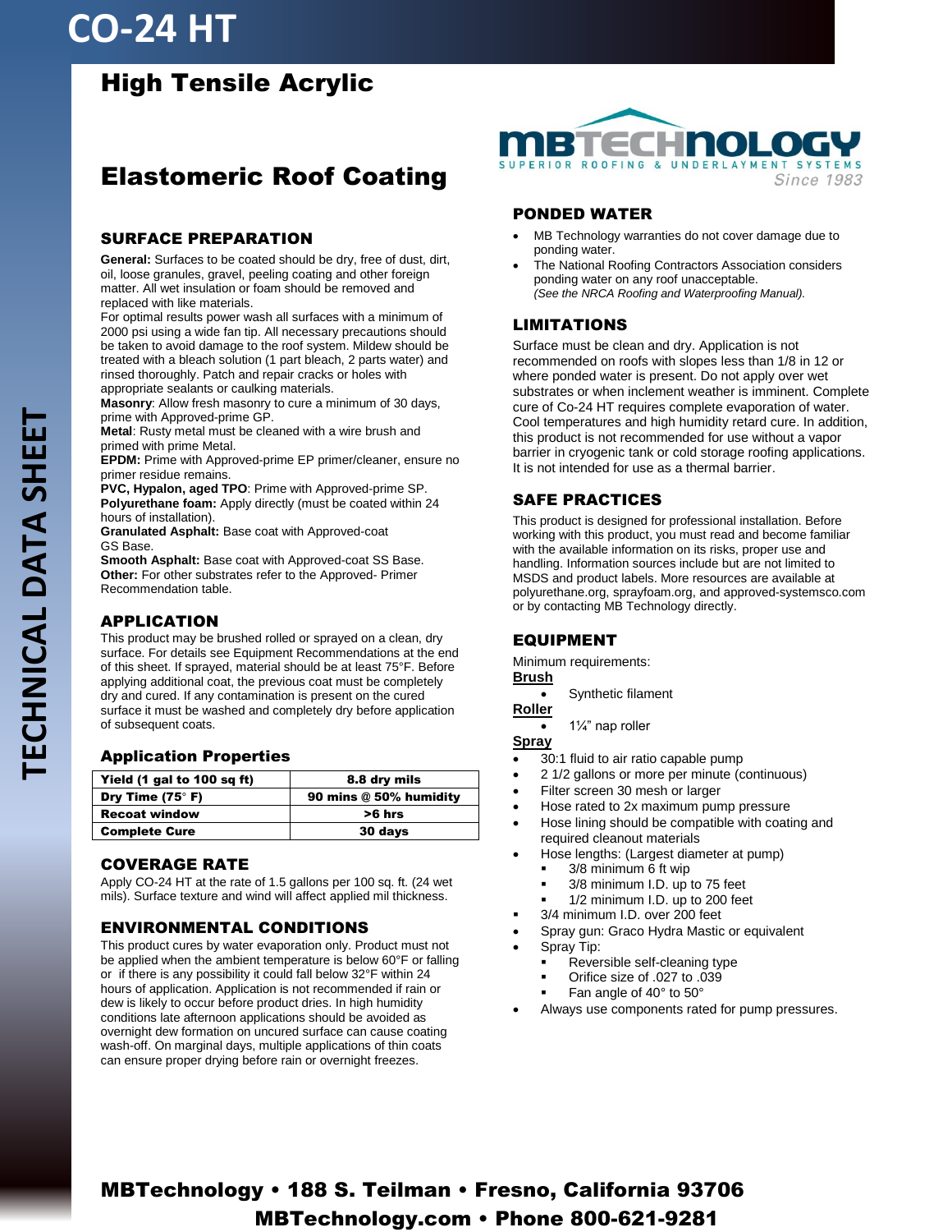# CO-24 HT

## High Tensile Acrylic

## Elastomeric Roof Coating

MBTECHNOLOGY
SUPERIOR ROOFING & UNDERLAYMENT SYSTEMS
Since 1983

TECHNICAL DATA SHEET

### SURFACE PREPARATION

**General:** Surfaces to be coated should be dry, free of dust, dirt, oil, loose granules, gravel, peeling coating and other foreign matter. All wet insulation or foam should be removed and replaced with like materials.
For optimal results power wash all surfaces with a minimum of 2000 psi using a wide fan tip. All necessary precautions should be taken to avoid damage to the roof system. Mildew should be treated with a bleach solution (1 part bleach, 2 parts water) and rinsed thoroughly. Patch and repair cracks or holes with appropriate sealants or caulking materials.
**Masonry**: Allow fresh masonry to cure a minimum of 30 days, prime with Approved-prime GP.
**Metal**: Rusty metal must be cleaned with a wire brush and primed with prime Metal.
**EPDM:** Prime with Approved-prime EP primer/cleaner, ensure no primer residue remains.
**PVC, Hypalon, aged TPO**: Prime with Approved-prime SP.
**Polyurethane foam:** Apply directly (must be coated within 24 hours of installation).
**Granulated Asphalt:** Base coat with Approved-coat GS Base.
**Smooth Asphalt:** Base coat with Approved-coat SS Base.
**Other:** For other substrates refer to the Approved- Primer Recommendation table.

### APPLICATION

This product may be brushed rolled or sprayed on a clean, dry surface. For details see Equipment Recommendations at the end of this sheet. If sprayed, material should be at least 75°F. Before applying additional coat, the previous coat must be completely dry and cured. If any contamination is present on the cured surface it must be washed and completely dry before application of subsequent coats.

### Application Properties

| | |
|---|---|
| **Yield (1 gal to 100 sq ft)** | **8.8 dry mils** |
| **Dry Time (75° F)** | **90 mins @ 50% humidity** |
| **Recoat window** | **>6 hrs** |
| **Complete Cure** | **30 days** |

### COVERAGE RATE

Apply CO-24 HT at the rate of 1.5 gallons per 100 sq. ft. (24 wet mils). Surface texture and wind will affect applied mil thickness.

### ENVIRONMENTAL CONDITIONS

This product cures by water evaporation only. Product must not be applied when the ambient temperature is below 60°F or falling or if there is any possibility it could fall below 32°F within 24 hours of application. Application is not recommended if rain or dew is likely to occur before product dries. In high humidity conditions late afternoon applications should be avoided as overnight dew formation on uncured surface can cause coating wash-off. On marginal days, multiple applications of thin coats can ensure proper drying before rain or overnight freezes.

### PONDED WATER

- MB Technology warranties do not cover damage due to ponding water.
- The National Roofing Contractors Association considers ponding water on any roof unacceptable.
  *(See the NRCA Roofing and Waterproofing Manual).*

### LIMITATIONS

Surface must be clean and dry. Application is not recommended on roofs with slopes less than 1/8 in 12 or where ponded water is present. Do not apply over wet substrates or when inclement weather is imminent. Complete cure of Co-24 HT requires complete evaporation of water. Cool temperatures and high humidity retard cure. In addition, this product is not recommended for use without a vapor barrier in cryogenic tank or cold storage roofing applications. It is not intended for use as a thermal barrier.

### SAFE PRACTICES

This product is designed for professional installation. Before working with this product, you must read and become familiar with the available information on its risks, proper use and handling. Information sources include but are not limited to MSDS and product labels. More resources are available at polyurethane.org, sprayfoam.org, and approved-systemsco.com or by contacting MB Technology directly.

### EQUIPMENT

Minimum requirements:

**Brush**

- Synthetic filament

**Roller**

- 1¼" nap roller

**Spray**

- 30:1 fluid to air ratio capable pump
- 2 1/2 gallons or more per minute (continuous)
- Filter screen 30 mesh or larger
- Hose rated to 2x maximum pump pressure
- Hose lining should be compatible with coating and required cleanout materials
- Hose lengths: (Largest diameter at pump)
  - 3/8 minimum 6 ft wip
  - 3/8 minimum I.D. up to 75 feet
  - 1/2 minimum I.D. up to 200 feet
- 3/4 minimum I.D. over 200 feet
- Spray gun: Graco Hydra Mastic or equivalent
- Spray Tip:
  - Reversible self-cleaning type
  - Orifice size of .027 to .039
  - Fan angle of 40° to 50°
- Always use components rated for pump pressures.

**MBTechnology • 188 S. Teilman • Fresno, California 93706**
**MBTechnology.com • Phone 800-621-9281**